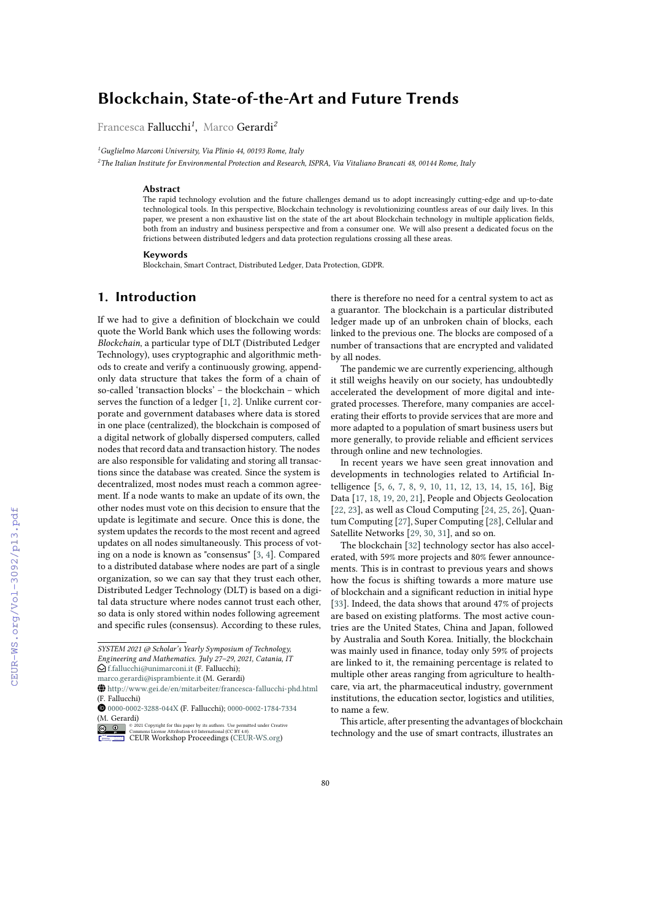# Blockchain, State-of-the-Art and Future Trends

Francesca Fallucchi[1], Marco Gerardi[2]

[1]Guglielmo Marconi University, Via Plinio 44, 00193 Rome, Italy

[2]The Italian Institute for Environmental Protection and Research, ISPRA, Via Vitaliano Brancati 48, 00144 Rome, Italy

### Abstract

The rapid technology evolution and the future challenges demand us to adopt increasingly cutting-edge and up-to-date technological tools. In this perspective, Blockchain technology is revolutionizing countless areas of our daily lives. In this paper, we present a non exhaustive list on the state of the art about Blockchain technology in multiple application fields, both from an industry and business perspective and from a consumer one. We will also present a dedicated focus on the frictions between distributed ledgers and data protection regulations crossing all these areas.

### Keywords

Blockchain, Smart Contract, Distributed Ledger, Data Protection, GDPR.

## 1. Introduction

If we had to give a definition of blockchain we could quote the World Bank which uses the following words: *Blockchain*, a particular type of DLT (Distributed Ledger Technology), uses cryptographic and algorithmic methods to create and verify a continuously growing, append-only data structure that takes the form of a chain of so-called 'transaction blocks' – the blockchain – which serves the function of a ledger [1, 2]. Unlike current corporate and government databases where data is stored in one place (centralized), the blockchain is composed of a digital network of globally dispersed computers, called nodes that record data and transaction history. The nodes are also responsible for validating and storing all transactions since the database was created. Since the system is decentralized, most nodes must reach a common agreement. If a node wants to make an update of its own, the other nodes must vote on this decision to ensure that the update is legitimate and secure. Once this is done, the system updates the records to the most recent and agreed updates on all nodes simultaneously. This process of voting on a node is known as "consensus" [3, 4]. Compared to a distributed database where nodes are part of a single organization, so we can say that they trust each other, Distributed Ledger Technology (DLT) is based on a digital data structure where nodes cannot trust each other, so data is only stored within nodes following agreement and specific rules (consensus). According to these rules, there is therefore no need for a central system to act as a guarantor. The blockchain is a particular distributed ledger made up of an unbroken chain of blocks, each linked to the previous one. The blocks are composed of a number of transactions that are encrypted and validated by all nodes.

The pandemic we are currently experiencing, although it still weighs heavily on our society, has undoubtedly accelerated the development of more digital and integrated processes. Therefore, many companies are accelerating their efforts to provide services that are more and more adapted to a population of smart business users but more generally, to provide reliable and efficient services through online and new technologies.

In recent years we have seen great innovation and developments in technologies related to Artificial Intelligence [5, 6, 7, 8, 9, 10, 11, 12, 13, 14, 15, 16], Big Data [17, 18, 19, 20, 21], People and Objects Geolocation [22, 23], as well as Cloud Computing [24, 25, 26], Quantum Computing [27], Super Computing [28], Cellular and Satellite Networks [29, 30, 31], and so on.

The blockchain [32] technology sector has also accelerated, with 59% more projects and 80% fewer announcements. This is in contrast to previous years and shows how the focus is shifting towards a more mature use of blockchain and a significant reduction in initial hype [33]. Indeed, the data shows that around 47% of projects are based on existing platforms. The most active countries are the United States, China and Japan, followed by Australia and South Korea. Initially, the blockchain was mainly used in finance, today only 59% of projects are linked to it, the remaining percentage is related to multiple other areas ranging from agriculture to healthcare, via art, the pharmaceutical industry, government institutions, the education sector, logistics and utilities, to name a few.

This article, after presenting the advantages of blockchain technology and the use of smart contracts, illustrates an

---

*SYSTEM 2021 @ Scholar's Yearly Symposium of Technology, Engineering and Mathematics. July 27–29, 2021, Catania, IT*
f.fallucchi@unimarconi.it (F. Fallucchi); marco.gerardi@isprambiente.it (M. Gerardi)
http://www.gei.de/en/mitarbeiter/francesca-fallucchi-phd.html (F. Fallucchi)
0000-0002-3288-044X (F. Fallucchi); 0000-0002-1784-7334 (M. Gerardi)
© 2021 Copyright for this paper by its authors. Use permitted under Creative Commons License Attribution 4.0 International (CC BY 4.0).
CEUR Workshop Proceedings (CEUR-WS.org)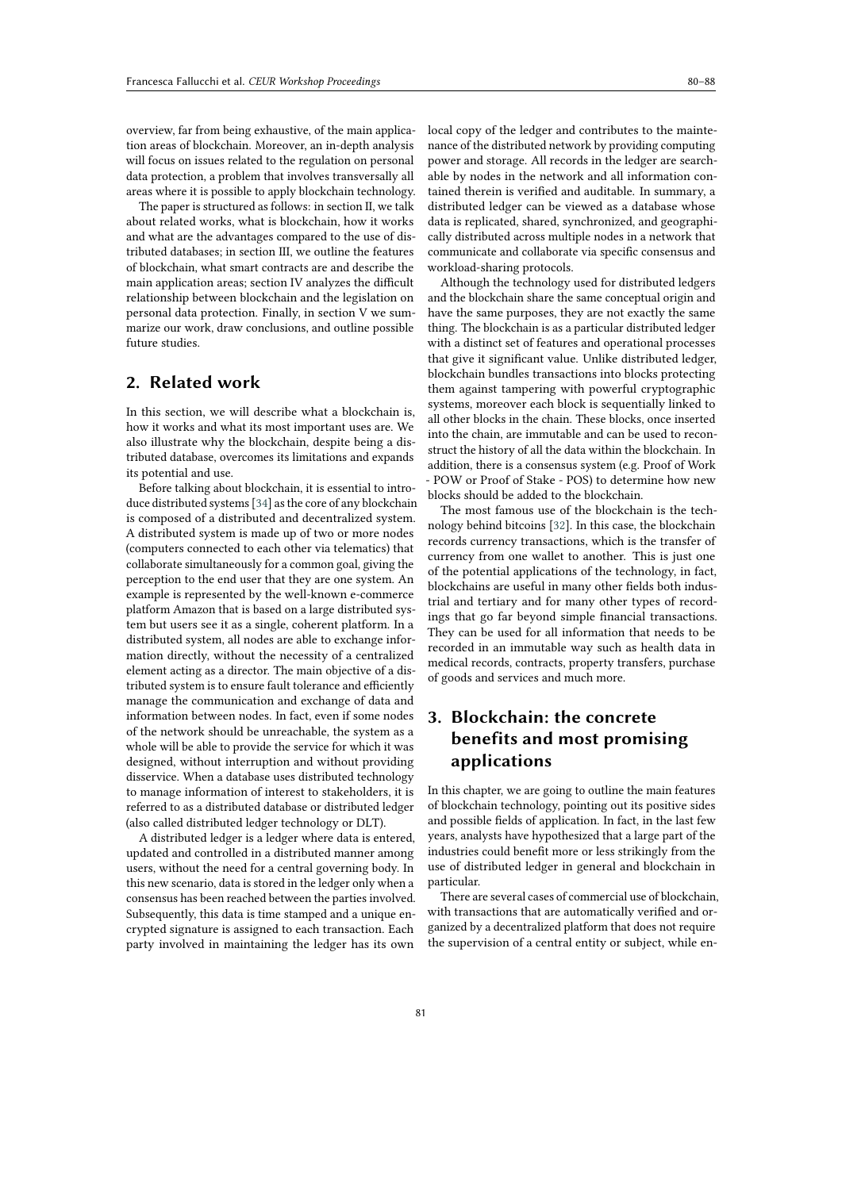overview, far from being exhaustive, of the main application areas of blockchain. Moreover, an in-depth analysis will focus on issues related to the regulation on personal data protection, a problem that involves transversally all areas where it is possible to apply blockchain technology.

The paper is structured as follows: in section II, we talk about related works, what is blockchain, how it works and what are the advantages compared to the use of distributed databases; in section III, we outline the features of blockchain, what smart contracts are and describe the main application areas; section IV analyzes the difficult relationship between blockchain and the legislation on personal data protection. Finally, in section V we summarize our work, draw conclusions, and outline possible future studies.

## 2. Related work

In this section, we will describe what a blockchain is, how it works and what its most important uses are. We also illustrate why the blockchain, despite being a distributed database, overcomes its limitations and expands its potential and use.

Before talking about blockchain, it is essential to introduce distributed systems [34] as the core of any blockchain is composed of a distributed and decentralized system. A distributed system is made up of two or more nodes (computers connected to each other via telematics) that collaborate simultaneously for a common goal, giving the perception to the end user that they are one system. An example is represented by the well-known e-commerce platform Amazon that is based on a large distributed system but users see it as a single, coherent platform. In a distributed system, all nodes are able to exchange information directly, without the necessity of a centralized element acting as a director. The main objective of a distributed system is to ensure fault tolerance and efficiently manage the communication and exchange of data and information between nodes. In fact, even if some nodes of the network should be unreachable, the system as a whole will be able to provide the service for which it was designed, without interruption and without providing disservice. When a database uses distributed technology to manage information of interest to stakeholders, it is referred to as a distributed database or distributed ledger (also called distributed ledger technology or DLT).

A distributed ledger is a ledger where data is entered, updated and controlled in a distributed manner among users, without the need for a central governing body. In this new scenario, data is stored in the ledger only when a consensus has been reached between the parties involved. Subsequently, this data is time stamped and a unique encrypted signature is assigned to each transaction. Each party involved in maintaining the ledger has its own local copy of the ledger and contributes to the maintenance of the distributed network by providing computing power and storage. All records in the ledger are searchable by nodes in the network and all information contained therein is verified and auditable. In summary, a distributed ledger can be viewed as a database whose data is replicated, shared, synchronized, and geographically distributed across multiple nodes in a network that communicate and collaborate via specific consensus and workload-sharing protocols.

Although the technology used for distributed ledgers and the blockchain share the same conceptual origin and have the same purposes, they are not exactly the same thing. The blockchain is as a particular distributed ledger with a distinct set of features and operational processes that give it significant value. Unlike distributed ledger, blockchain bundles transactions into blocks protecting them against tampering with powerful cryptographic systems, moreover each block is sequentially linked to all other blocks in the chain. These blocks, once inserted into the chain, are immutable and can be used to reconstruct the history of all the data within the blockchain. In addition, there is a consensus system (e.g. Proof of Work - POW or Proof of Stake - POS) to determine how new blocks should be added to the blockchain.

The most famous use of the blockchain is the technology behind bitcoins [32]. In this case, the blockchain records currency transactions, which is the transfer of currency from one wallet to another. This is just one of the potential applications of the technology, in fact, blockchains are useful in many other fields both industrial and tertiary and for many other types of recordings that go far beyond simple financial transactions. They can be used for all information that needs to be recorded in an immutable way such as health data in medical records, contracts, property transfers, purchase of goods and services and much more.

## 3. Blockchain: the concrete benefits and most promising applications

In this chapter, we are going to outline the main features of blockchain technology, pointing out its positive sides and possible fields of application. In fact, in the last few years, analysts have hypothesized that a large part of the industries could benefit more or less strikingly from the use of distributed ledger in general and blockchain in particular.

There are several cases of commercial use of blockchain, with transactions that are automatically verified and organized by a decentralized platform that does not require the supervision of a central entity or subject, while en-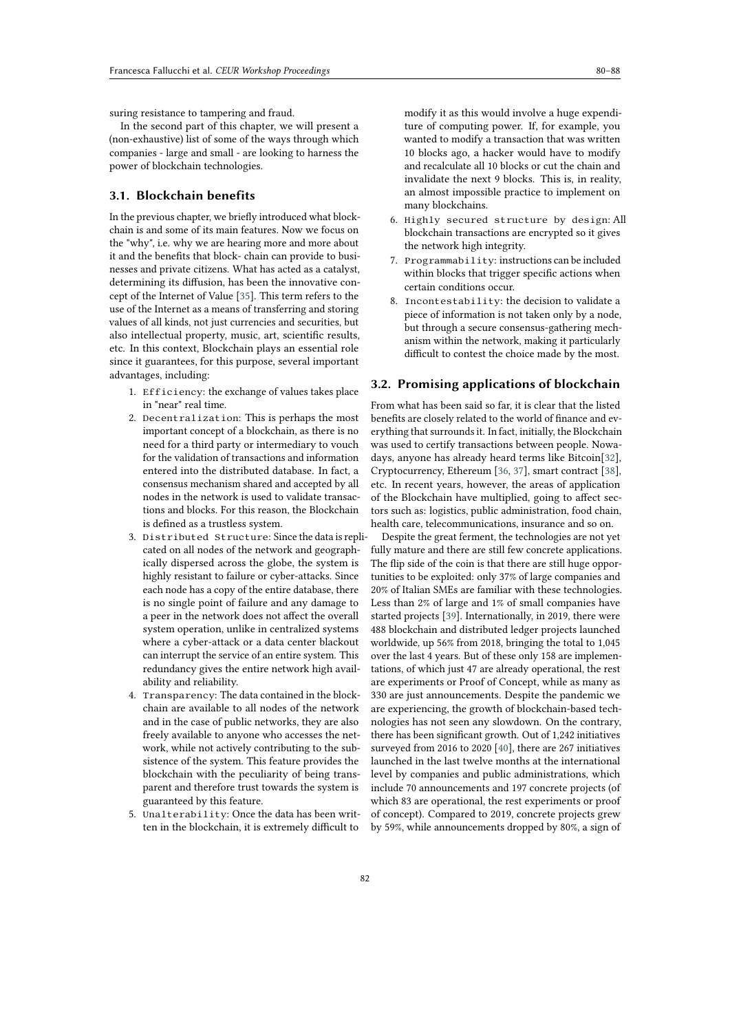suring resistance to tampering and fraud.

In the second part of this chapter, we will present a (non-exhaustive) list of some of the ways through which companies - large and small - are looking to harness the power of blockchain technologies.

### 3.1. Blockchain benefits

In the previous chapter, we briefly introduced what blockchain is and some of its main features. Now we focus on the "why", i.e. why we are hearing more and more about it and the benefits that block- chain can provide to businesses and private citizens. What has acted as a catalyst, determining its diffusion, has been the innovative concept of the Internet of Value [35]. This term refers to the use of the Internet as a means of transferring and storing values of all kinds, not just currencies and securities, but also intellectual property, music, art, scientific results, etc. In this context, Blockchain plays an essential role since it guarantees, for this purpose, several important advantages, including:

1. `Efficiency`: the exchange of values takes place in "near" real time.
2. `Decentralization`: This is perhaps the most important concept of a blockchain, as there is no need for a third party or intermediary to vouch for the validation of transactions and information entered into the distributed database. In fact, a consensus mechanism shared and accepted by all nodes in the network is used to validate transactions and blocks. For this reason, the Blockchain is defined as a trustless system.
3. `Distributed Structure`: Since the data is replicated on all nodes of the network and geographically dispersed across the globe, the system is highly resistant to failure or cyber-attacks. Since each node has a copy of the entire database, there is no single point of failure and any damage to a peer in the network does not affect the overall system operation, unlike in centralized systems where a cyber-attack or a data center blackout can interrupt the service of an entire system. This redundancy gives the entire network high availability and reliability.
4. `Transparency`: The data contained in the blockchain are available to all nodes of the network and in the case of public networks, they are also freely available to anyone who accesses the network, while not actively contributing to the subsistence of the system. This feature provides the blockchain with the peculiarity of being transparent and therefore trust towards the system is guaranteed by this feature.
5. `Unalterability`: Once the data has been written in the blockchain, it is extremely difficult to modify it as this would involve a huge expenditure of computing power. If, for example, you wanted to modify a transaction that was written 10 blocks ago, a hacker would have to modify and recalculate all 10 blocks or cut the chain and invalidate the next 9 blocks. This is, in reality, an almost impossible practice to implement on many blockchains.
6. `Highly secured structure by design`: All blockchain transactions are encrypted so it gives the network high integrity.
7. `Programmability`: instructions can be included within blocks that trigger specific actions when certain conditions occur.
8. `Incontestability`: the decision to validate a piece of information is not taken only by a node, but through a secure consensus-gathering mechanism within the network, making it particularly difficult to contest the choice made by the most.

### 3.2. Promising applications of blockchain

From what has been said so far, it is clear that the listed benefits are closely related to the world of finance and everything that surrounds it. In fact, initially, the Blockchain was used to certify transactions between people. Nowadays, anyone has already heard terms like Bitcoin[32], Cryptocurrency, Ethereum [36, 37], smart contract [38], etc. In recent years, however, the areas of application of the Blockchain have multiplied, going to affect sectors such as: logistics, public administration, food chain, health care, telecommunications, insurance and so on.

Despite the great ferment, the technologies are not yet fully mature and there are still few concrete applications. The flip side of the coin is that there are still huge opportunities to be exploited: only 37% of large companies and 20% of Italian SMEs are familiar with these technologies. Less than 2% of large and 1% of small companies have started projects [39]. Internationally, in 2019, there were 488 blockchain and distributed ledger projects launched worldwide, up 56% from 2018, bringing the total to 1,045 over the last 4 years. But of these only 158 are implementations, of which just 47 are already operational, the rest are experiments or Proof of Concept, while as many as 330 are just announcements. Despite the pandemic we are experiencing, the growth of blockchain-based technologies has not seen any slowdown. On the contrary, there has been significant growth. Out of 1,242 initiatives surveyed from 2016 to 2020 [40], there are 267 initiatives launched in the last twelve months at the international level by companies and public administrations, which include 70 announcements and 197 concrete projects (of which 83 are operational, the rest experiments or proof of concept). Compared to 2019, concrete projects grew by 59%, while announcements dropped by 80%, a sign of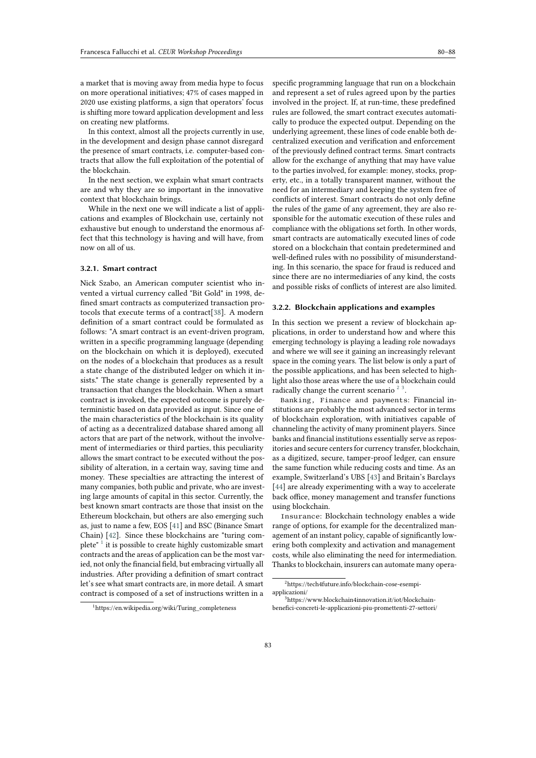a market that is moving away from media hype to focus on more operational initiatives; 47% of cases mapped in 2020 use existing platforms, a sign that operators' focus is shifting more toward application development and less on creating new platforms.

In this context, almost all the projects currently in use, in the development and design phase cannot disregard the presence of smart contracts, i.e. computer-based contracts that allow the full exploitation of the potential of the blockchain.

In the next section, we explain what smart contracts are and why they are so important in the innovative context that blockchain brings.

While in the next one we will indicate a list of applications and examples of Blockchain use, certainly not exhaustive but enough to understand the enormous affect that this technology is having and will have, from now on all of us.

### 3.2.1. Smart contract

Nick Szabo, an American computer scientist who invented a virtual currency called "Bit Gold" in 1998, defined smart contracts as computerized transaction protocols that execute terms of a contract[38]. A modern definition of a smart contract could be formulated as follows: "A smart contract is an event-driven program, written in a specific programming language (depending on the blockchain on which it is deployed), executed on the nodes of a blockchain that produces as a result a state change of the distributed ledger on which it insists." The state change is generally represented by a transaction that changes the blockchain. When a smart contract is invoked, the expected outcome is purely deterministic based on data provided as input. Since one of the main characteristics of the blockchain is its quality of acting as a decentralized database shared among all actors that are part of the network, without the involvement of intermediaries or third parties, this peculiarity allows the smart contract to be executed without the possibility of alteration, in a certain way, saving time and money. These specialties are attracting the interest of many companies, both public and private, who are investing large amounts of capital in this sector. Currently, the best known smart contracts are those that insist on the Ethereum blockchain, but others are also emerging such as, just to name a few, EOS [41] and BSC (Binance Smart Chain) [42]. Since these blockchains are "turing complete" [1] it is possible to create highly customizable smart contracts and the areas of application can be the most varied, not only the financial field, but embracing virtually all industries. After providing a definition of smart contract let's see what smart contracts are, in more detail. A smart contract is composed of a set of instructions written in a specific programming language that run on a blockchain and represent a set of rules agreed upon by the parties involved in the project. If, at run-time, these predefined rules are followed, the smart contract executes automatically to produce the expected output. Depending on the underlying agreement, these lines of code enable both decentralized execution and verification and enforcement of the previously defined contract terms. Smart contracts allow for the exchange of anything that may have value to the parties involved, for example: money, stocks, property, etc., in a totally transparent manner, without the need for an intermediary and keeping the system free of conflicts of interest. Smart contracts do not only define the rules of the game of any agreement, they are also responsible for the automatic execution of these rules and compliance with the obligations set forth. In other words, smart contracts are automatically executed lines of code stored on a blockchain that contain predetermined and well-defined rules with no possibility of misunderstanding. In this scenario, the space for fraud is reduced and since there are no intermediaries of any kind, the costs and possible risks of conflicts of interest are also limited.

### 3.2.2. Blockchain applications and examples

In this section we present a review of blockchain applications, in order to understand how and where this emerging technology is playing a leading role nowadays and where we will see it gaining an increasingly relevant space in the coming years. The list below is only a part of the possible applications, and has been selected to highlight also those areas where the use of a blockchain could radically change the current scenario [2] [3].

`Banking, Finance and payments`: Financial institutions are probably the most advanced sector in terms of blockchain exploration, with initiatives capable of channeling the activity of many prominent players. Since banks and financial institutions essentially serve as repositories and secure centers for currency transfer, blockchain, as a digitized, secure, tamper-proof ledger, can ensure the same function while reducing costs and time. As an example, Switzerland's UBS [43] and Britain's Barclays [44] are already experimenting with a way to accelerate back office, money management and transfer functions using blockchain.

`Insurance`: Blockchain technology enables a wide range of options, for example for the decentralized management of an instant policy, capable of significantly lowering both complexity and activation and management costs, while also eliminating the need for intermediation. Thanks to blockchain, insurers can automate many opera-

[1] https://en.wikipedia.org/wiki/Turing_completeness

[2] https://tech4future.info/blockchain-cose-esempi-applicazioni/

[3] https://www.blockchain4innovation.it/iot/blockchain-benefici-concreti-le-applicazioni-piu-promettenti-27-settori/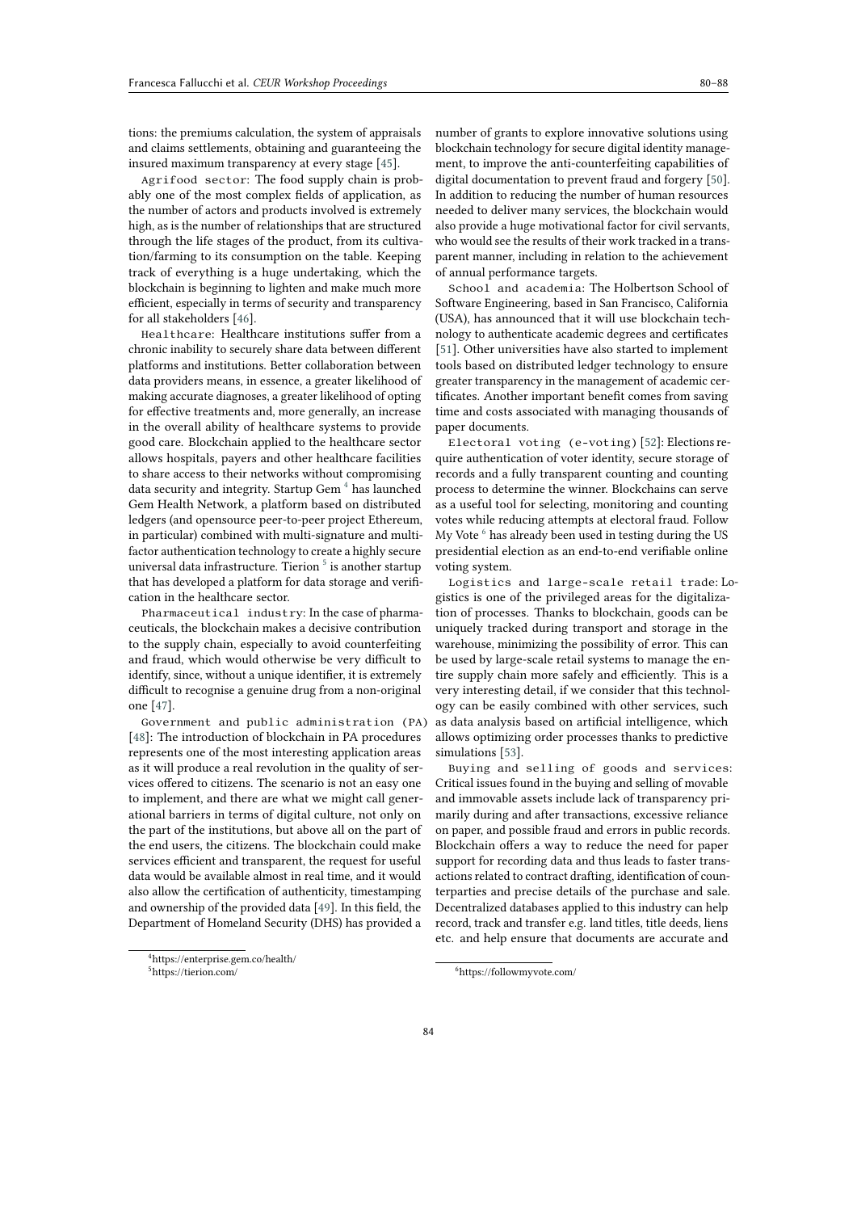tions: the premiums calculation, the system of appraisals and claims settlements, obtaining and guaranteeing the insured maximum transparency at every stage [45].

`Agrifood sector`: The food supply chain is probably one of the most complex fields of application, as the number of actors and products involved is extremely high, as is the number of relationships that are structured through the life stages of the product, from its cultivation/farming to its consumption on the table. Keeping track of everything is a huge undertaking, which the blockchain is beginning to lighten and make much more efficient, especially in terms of security and transparency for all stakeholders [46].

`Healthcare`: Healthcare institutions suffer from a chronic inability to securely share data between different platforms and institutions. Better collaboration between data providers means, in essence, a greater likelihood of making accurate diagnoses, a greater likelihood of opting for effective treatments and, more generally, an increase in the overall ability of healthcare systems to provide good care. Blockchain applied to the healthcare sector allows hospitals, payers and other healthcare facilities to share access to their networks without compromising data security and integrity. Startup Gem [4] has launched Gem Health Network, a platform based on distributed ledgers (and opensource peer-to-peer project Ethereum, in particular) combined with multi-signature and multi-factor authentication technology to create a highly secure universal data infrastructure. Tierion [5] is another startup that has developed a platform for data storage and verification in the healthcare sector.

`Pharmaceutical industry`: In the case of pharmaceuticals, the blockchain makes a decisive contribution to the supply chain, especially to avoid counterfeiting and fraud, which would otherwise be very difficult to identify, since, without a unique identifier, it is extremely difficult to recognise a genuine drug from a non-original one [47].

`Government and public administration (PA)` [48]: The introduction of blockchain in PA procedures represents one of the most interesting application areas as it will produce a real revolution in the quality of services offered to citizens. The scenario is not an easy one to implement, and there are what we might call generational barriers in terms of digital culture, not only on the part of the institutions, but above all on the part of the end users, the citizens. The blockchain could make services efficient and transparent, the request for useful data would be available almost in real time, and it would also allow the certification of authenticity, timestamping and ownership of the provided data [49]. In this field, the Department of Homeland Security (DHS) has provided a number of grants to explore innovative solutions using blockchain technology for secure digital identity management, to improve the anti-counterfeiting capabilities of digital documentation to prevent fraud and forgery [50]. In addition to reducing the number of human resources needed to deliver many services, the blockchain would also provide a huge motivational factor for civil servants, who would see the results of their work tracked in a transparent manner, including in relation to the achievement of annual performance targets.

`School and academia`: The Holbertson School of Software Engineering, based in San Francisco, California (USA), has announced that it will use blockchain technology to authenticate academic degrees and certificates [51]. Other universities have also started to implement tools based on distributed ledger technology to ensure greater transparency in the management of academic certificates. Another important benefit comes from saving time and costs associated with managing thousands of paper documents.

`Electoral voting (e-voting)` [52]: Elections require authentication of voter identity, secure storage of records and a fully transparent counting and counting process to determine the winner. Blockchains can serve as a useful tool for selecting, monitoring and counting votes while reducing attempts at electoral fraud. Follow My Vote [6] has already been used in testing during the US presidential election as an end-to-end verifiable online voting system.

`Logistics and large-scale retail trade`: Logistics is one of the privileged areas for the digitalization of processes. Thanks to blockchain, goods can be uniquely tracked during transport and storage in the warehouse, minimizing the possibility of error. This can be used by large-scale retail systems to manage the entire supply chain more safely and efficiently. This is a very interesting detail, if we consider that this technology can be easily combined with other services, such as data analysis based on artificial intelligence, which allows optimizing order processes thanks to predictive simulations [53].

`Buying and selling of goods and services`: Critical issues found in the buying and selling of movable and immovable assets include lack of transparency primarily during and after transactions, excessive reliance on paper, and possible fraud and errors in public records. Blockchain offers a way to reduce the need for paper support for recording data and thus leads to faster transactions related to contract drafting, identification of counterparties and precise details of the purchase and sale. Decentralized databases applied to this industry can help record, track and transfer e.g. land titles, title deeds, liens etc. and help ensure that documents are accurate and

[4] https://enterprise.gem.co/health/

[5] https://tierion.com/

[6] https://followmyvote.com/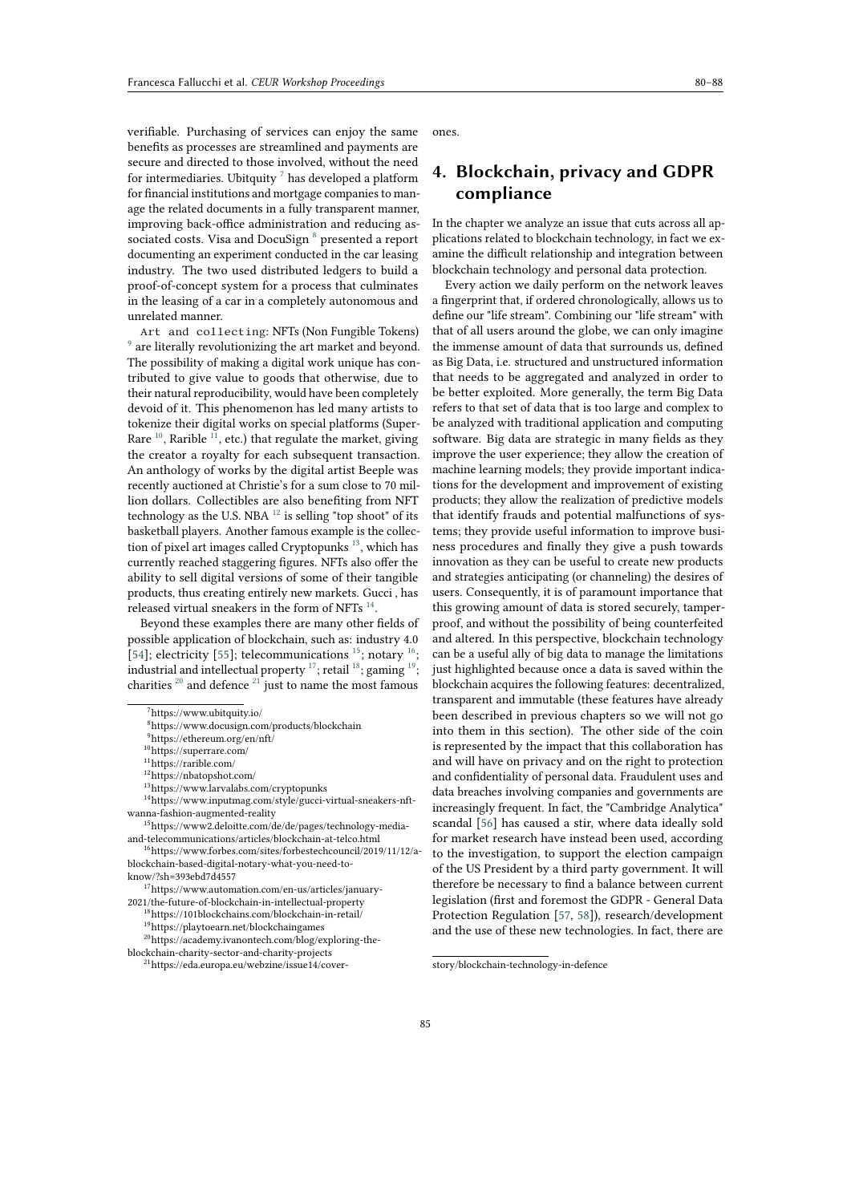verifiable. Purchasing of services can enjoy the same benefits as processes are streamlined and payments are secure and directed to those involved, without the need for intermediaries. Ubitquity [7] has developed a platform for financial institutions and mortgage companies to manage the related documents in a fully transparent manner, improving back-office administration and reducing associated costs. Visa and DocuSign [8] presented a report documenting an experiment conducted in the car leasing industry. The two used distributed ledgers to build a proof-of-concept system for a process that culminates in the leasing of a car in a completely autonomous and unrelated manner.

`Art and collecting`: NFTs (Non Fungible Tokens) [9] are literally revolutionizing the art market and beyond. The possibility of making a digital work unique has contributed to give value to goods that otherwise, due to their natural reproducibility, would have been completely devoid of it. This phenomenon has led many artists to tokenize their digital works on special platforms (SuperRare [10], Rarible [11], etc.) that regulate the market, giving the creator a royalty for each subsequent transaction. An anthology of works by the digital artist Beeple was recently auctioned at Christie's for a sum close to 70 million dollars. Collectibles are also benefiting from NFT technology as the U.S. NBA [12] is selling "top shoot" of its basketball players. Another famous example is the collection of pixel art images called Cryptopunks [13], which has currently reached staggering figures. NFTs also offer the ability to sell digital versions of some of their tangible products, thus creating entirely new markets. Gucci , has released virtual sneakers in the form of NFTs [14].

Beyond these examples there are many other fields of possible application of blockchain, such as: industry 4.0 [54]; electricity [55]; telecommunications [15]; notary [16]; industrial and intellectual property [17]; retail [18]; gaming [19]; charities [20] and defence [21] just to name the most famous ones.

## 4. Blockchain, privacy and GDPR compliance

In the chapter we analyze an issue that cuts across all applications related to blockchain technology, in fact we examine the difficult relationship and integration between blockchain technology and personal data protection.

Every action we daily perform on the network leaves a fingerprint that, if ordered chronologically, allows us to define our "life stream". Combining our "life stream" with that of all users around the globe, we can only imagine the immense amount of data that surrounds us, defined as Big Data, i.e. structured and unstructured information that needs to be aggregated and analyzed in order to be better exploited. More generally, the term Big Data refers to that set of data that is too large and complex to be analyzed with traditional application and computing software. Big data are strategic in many fields as they improve the user experience; they allow the creation of machine learning models; they provide important indications for the development and improvement of existing products; they allow the realization of predictive models that identify frauds and potential malfunctions of systems; they provide useful information to improve business procedures and finally they give a push towards innovation as they can be useful to create new products and strategies anticipating (or channeling) the desires of users. Consequently, it is of paramount importance that this growing amount of data is stored securely, tamper-proof, and without the possibility of being counterfeited and altered. In this perspective, blockchain technology can be a useful ally of big data to manage the limitations just highlighted because once a data is saved within the blockchain acquires the following features: decentralized, transparent and immutable (these features have already been described in previous chapters so we will not go into them in this section). The other side of the coin is represented by the impact that this collaboration has and will have on privacy and on the right to protection and confidentiality of personal data. Fraudulent uses and data breaches involving companies and governments are increasingly frequent. In fact, the "Cambridge Analytica" scandal [56] has caused a stir, where data ideally sold for market research have instead been used, according to the investigation, to support the election campaign of the US President by a third party government. It will therefore be necessary to find a balance between current legislation (first and foremost the GDPR - General Data Protection Regulation [57, 58]), research/development and the use of these new technologies. In fact, there are

[7] https://www.ubitquity.io/

[8] https://www.docusign.com/products/blockchain

[9] https://ethereum.org/en/nft/

[10] https://superrare.com/

[11] https://rarible.com/

[12] https://nbatopshot.com/

[13] https://www.larvalabs.com/cryptopunks

[14] https://www.inputmag.com/style/gucci-virtual-sneakers-nft-wanna-fashion-augmented-reality

[15] https://www2.deloitte.com/de/de/pages/technology-media-and-telecommunications/articles/blockchain-at-telco.html

[16] https://www.forbes.com/sites/forbestechcouncil/2019/11/12/a-blockchain-based-digital-notary-what-you-need-to-know/?sh=393ebd7d4557

[17] https://www.automation.com/en-us/articles/january-2021/the-future-of-blockchain-in-intellectual-property

[18] https://101blockchains.com/blockchain-in-retail/

[19] https://playtoearn.net/blockchaingames

[20] https://academy.ivanontech.com/blog/exploring-the-blockchain-charity-sector-and-charity-projects

[21] https://eda.europa.eu/webzine/issue14/cover-story/blockchain-technology-in-defence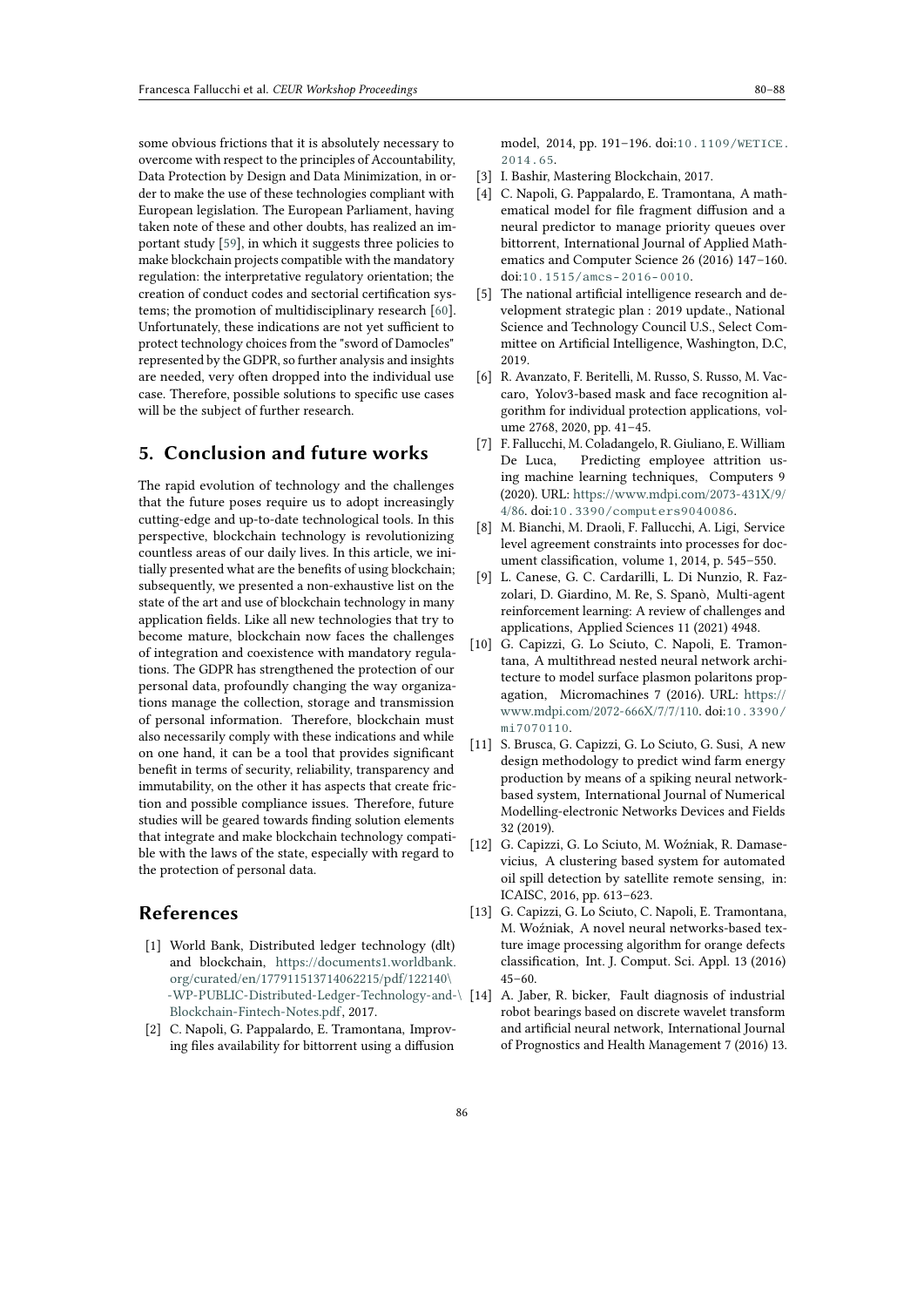some obvious frictions that it is absolutely necessary to overcome with respect to the principles of Accountability, Data Protection by Design and Data Minimization, in order to make the use of these technologies compliant with European legislation. The European Parliament, having taken note of these and other doubts, has realized an important study [59], in which it suggests three policies to make blockchain projects compatible with the mandatory regulation: the interpretative regulatory orientation; the creation of conduct codes and sectorial certification systems; the promotion of multidisciplinary research [60]. Unfortunately, these indications are not yet sufficient to protect technology choices from the "sword of Damocles" represented by the GDPR, so further analysis and insights are needed, very often dropped into the individual use case. Therefore, possible solutions to specific use cases will be the subject of further research.

## 5. Conclusion and future works

The rapid evolution of technology and the challenges that the future poses require us to adopt increasingly cutting-edge and up-to-date technological tools. In this perspective, blockchain technology is revolutionizing countless areas of our daily lives. In this article, we initially presented what are the benefits of using blockchain; subsequently, we presented a non-exhaustive list on the state of the art and use of blockchain technology in many application fields. Like all new technologies that try to become mature, blockchain now faces the challenges of integration and coexistence with mandatory regulations. The GDPR has strengthened the protection of our personal data, profoundly changing the way organizations manage the collection, storage and transmission of personal information. Therefore, blockchain must also necessarily comply with these indications and while on one hand, it can be a tool that provides significant benefit in terms of security, reliability, transparency and immutability, on the other it has aspects that create friction and possible compliance issues. Therefore, future studies will be geared towards finding solution elements that integrate and make blockchain technology compatible with the laws of the state, especially with regard to the protection of personal data.

## References

[1] World Bank, Distributed ledger technology (dlt) and blockchain, https://documents1.worldbank.org/curated/en/177911513714062215/pdf/122140\-WP-PUBLIC-Distributed-Ledger-Technology-and-\Blockchain-Fintech-Notes.pdf, 2017.

[2] C. Napoli, G. Pappalardo, E. Tramontana, Improving files availability for bittorrent using a diffusion model, 2014, pp. 191–196. doi:10.1109/WETICE.2014.65.

[3] I. Bashir, Mastering Blockchain, 2017.

[4] C. Napoli, G. Pappalardo, E. Tramontana, A mathematical model for file fragment diffusion and a neural predictor to manage priority queues over bittorrent, International Journal of Applied Mathematics and Computer Science 26 (2016) 147–160. doi:10.1515/amcs-2016-0010.

[5] The national artificial intelligence research and development strategic plan : 2019 update., National Science and Technology Council U.S., Select Committee on Artificial Intelligence, Washington, D.C, 2019.

[6] R. Avanzato, F. Beritelli, M. Russo, S. Russo, M. Vaccaro, Yolov3-based mask and face recognition algorithm for individual protection applications, volume 2768, 2020, pp. 41–45.

[7] F. Fallucchi, M. Coladangelo, R. Giuliano, E. William De Luca, Predicting employee attrition using machine learning techniques, Computers 9 (2020). URL: https://www.mdpi.com/2073-431X/9/4/86. doi:10.3390/computers9040086.

[8] M. Bianchi, M. Draoli, F. Fallucchi, A. Ligi, Service level agreement constraints into processes for document classification, volume 1, 2014, p. 545–550.

[9] L. Canese, G. C. Cardarilli, L. Di Nunzio, R. Fazzolari, D. Giardino, M. Re, S. Spanò, Multi-agent reinforcement learning: A review of challenges and applications, Applied Sciences 11 (2021) 4948.

[10] G. Capizzi, G. Lo Sciuto, C. Napoli, E. Tramontana, A multithread nested neural network architecture to model surface plasmon polaritons propagation, Micromachines 7 (2016). URL: https://www.mdpi.com/2072-666X/7/7/110. doi:10.3390/mi7070110.

[11] S. Brusca, G. Capizzi, G. Lo Sciuto, G. Susi, A new design methodology to predict wind farm energy production by means of a spiking neural network-based system, International Journal of Numerical Modelling-electronic Networks Devices and Fields 32 (2019).

[12] G. Capizzi, G. Lo Sciuto, M. Woźniak, R. Damasevicius, A clustering based system for automated oil spill detection by satellite remote sensing, in: ICAISC, 2016, pp. 613–623.

[13] G. Capizzi, G. Lo Sciuto, C. Napoli, E. Tramontana, M. Woźniak, A novel neural networks-based texture image processing algorithm for orange defects classification, Int. J. Comput. Sci. Appl. 13 (2016) 45–60.

[14] A. Jaber, R. bicker, Fault diagnosis of industrial robot bearings based on discrete wavelet transform and artificial neural network, International Journal of Prognostics and Health Management 7 (2016) 13.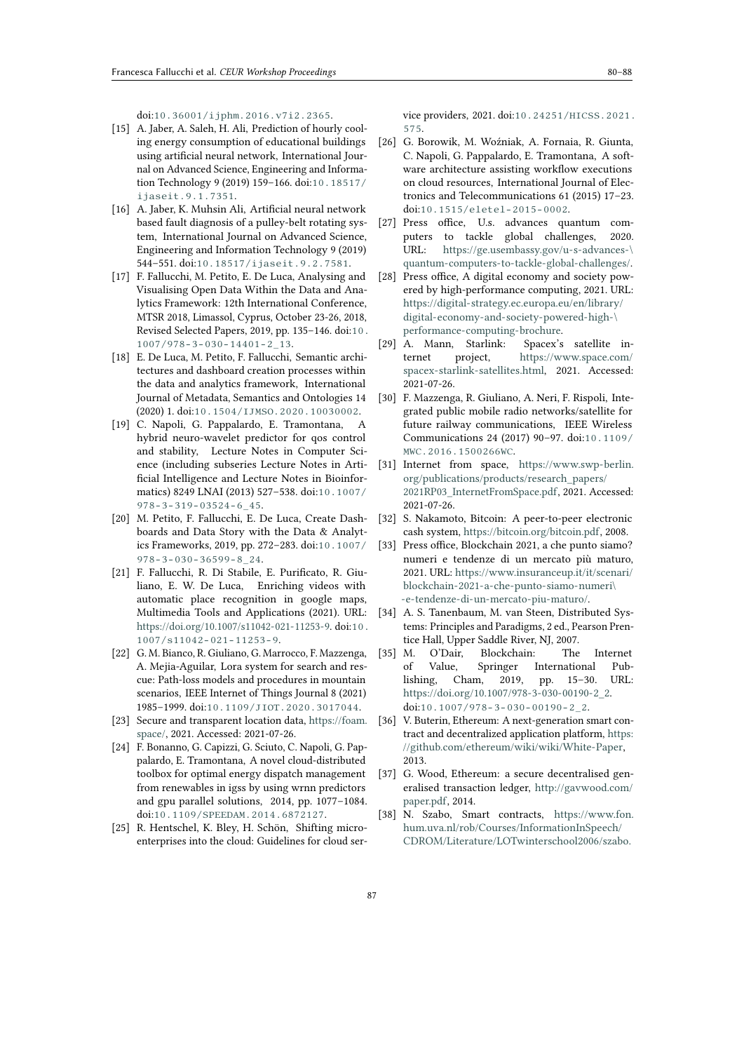doi:10.36001/ijphm.2016.v7i2.2365.

[15] A. Jaber, A. Saleh, H. Ali, Prediction of hourly cooling energy consumption of educational buildings using artificial neural network, International Journal on Advanced Science, Engineering and Information Technology 9 (2019) 159–166. doi:10.18517/ijaseit.9.1.7351.

[16] A. Jaber, K. Muhsin Ali, Artificial neural network based fault diagnosis of a pulley-belt rotating system, International Journal on Advanced Science, Engineering and Information Technology 9 (2019) 544–551. doi:10.18517/ijaseit.9.2.7581.

[17] F. Fallucchi, M. Petito, E. De Luca, Analysing and Visualising Open Data Within the Data and Analytics Framework: 12th International Conference, MTSR 2018, Limassol, Cyprus, October 23-26, 2018, Revised Selected Papers, 2019, pp. 135–146. doi:10.1007/978-3-030-14401-2_13.

[18] E. De Luca, M. Petito, F. Fallucchi, Semantic architectures and dashboard creation processes within the data and analytics framework, International Journal of Metadata, Semantics and Ontologies 14 (2020) 1. doi:10.1504/IJMSO.2020.10030002.

[19] C. Napoli, G. Pappalardo, E. Tramontana, A hybrid neuro-wavelet predictor for qos control and stability, Lecture Notes in Computer Science (including subseries Lecture Notes in Artificial Intelligence and Lecture Notes in Bioinformatics) 8249 LNAI (2013) 527–538. doi:10.1007/978-3-319-03524-6_45.

[20] M. Petito, F. Fallucchi, E. De Luca, Create Dashboards and Data Story with the Data & Analytics Frameworks, 2019, pp. 272–283. doi:10.1007/978-3-030-36599-8_24.

[21] F. Fallucchi, R. Di Stabile, E. Purificato, R. Giuliano, E. W. De Luca, Enriching videos with automatic place recognition in google maps, Multimedia Tools and Applications (2021). URL: https://doi.org/10.1007/s11042-021-11253-9. doi:10.1007/s11042-021-11253-9.

[22] G. M. Bianco, R. Giuliano, G. Marrocco, F. Mazzenga, A. Mejia-Aguilar, Lora system for search and rescue: Path-loss models and procedures in mountain scenarios, IEEE Internet of Things Journal 8 (2021) 1985–1999. doi:10.1109/JIOT.2020.3017044.

[23] Secure and transparent location data, https://foam.space/, 2021. Accessed: 2021-07-26.

[24] F. Bonanno, G. Capizzi, G. Sciuto, C. Napoli, G. Pappalardo, E. Tramontana, A novel cloud-distributed toolbox for optimal energy dispatch management from renewables in igss by using wrnn predictors and gpu parallel solutions, 2014, pp. 1077–1084. doi:10.1109/SPEEDAM.2014.6872127.

[25] R. Hentschel, K. Bley, H. Schön, Shifting microenterprises into the cloud: Guidelines for cloud service providers, 2021. doi:10.24251/HICSS.2021.575.

[26] G. Borowik, M. Woźniak, A. Fornaia, R. Giunta, C. Napoli, G. Pappalardo, E. Tramontana, A software architecture assisting workflow executions on cloud resources, International Journal of Electronics and Telecommunications 61 (2015) 17–23. doi:10.1515/eletel-2015-0002.

[27] Press office, U.s. advances quantum computers to tackle global challenges, 2020. URL: https://ge.usembassy.gov/u-s-advances-\quantum-computers-to-tackle-global-challenges/.

[28] Press office, A digital economy and society powered by high-performance computing, 2021. URL: https://digital-strategy.ec.europa.eu/en/library/digital-economy-and-society-powered-high-\performance-computing-brochure.

[29] A. Mann, Starlink: Spacex's satellite internet project, https://www.space.com/spacex-starlink-satellites.html, 2021. Accessed: 2021-07-26.

[30] F. Mazzenga, R. Giuliano, A. Neri, F. Rispoli, Integrated public mobile radio networks/satellite for future railway communications, IEEE Wireless Communications 24 (2017) 90–97. doi:10.1109/MWC.2016.1500266WC.

[31] Internet from space, https://www.swp-berlin.org/publications/products/research_papers/2021RP03_InternetFromSpace.pdf, 2021. Accessed: 2021-07-26.

[32] S. Nakamoto, Bitcoin: A peer-to-peer electronic cash system, https://bitcoin.org/bitcoin.pdf, 2008.

[33] Press office, Blockchain 2021, a che punto siamo? numeri e tendenze di un mercato più maturo, 2021. URL: https://www.insuranceup.it/it/scenari/blockchain-2021-a-che-punto-siamo-numeri\-e-tendenze-di-un-mercato-piu-maturo/.

[34] A. S. Tanenbaum, M. van Steen, Distributed Systems: Principles and Paradigms, 2 ed., Pearson Prentice Hall, Upper Saddle River, NJ, 2007.

[35] M. O'Dair, Blockchain: The Internet of Value, Springer International Publishing, Cham, 2019, pp. 15–30. URL: https://doi.org/10.1007/978-3-030-00190-2_2. doi:10.1007/978-3-030-00190-2_2.

[36] V. Buterin, Ethereum: A next-generation smart contract and decentralized application platform, https://github.com/ethereum/wiki/wiki/White-Paper, 2013.

[37] G. Wood, Ethereum: a secure decentralised generalised transaction ledger, http://gavwood.com/paper.pdf, 2014.

[38] N. Szabo, Smart contracts, https://www.fon.hum.uva.nl/rob/Courses/InformationInSpeech/CDROM/Literature/LOTwinterschool2006/szabo.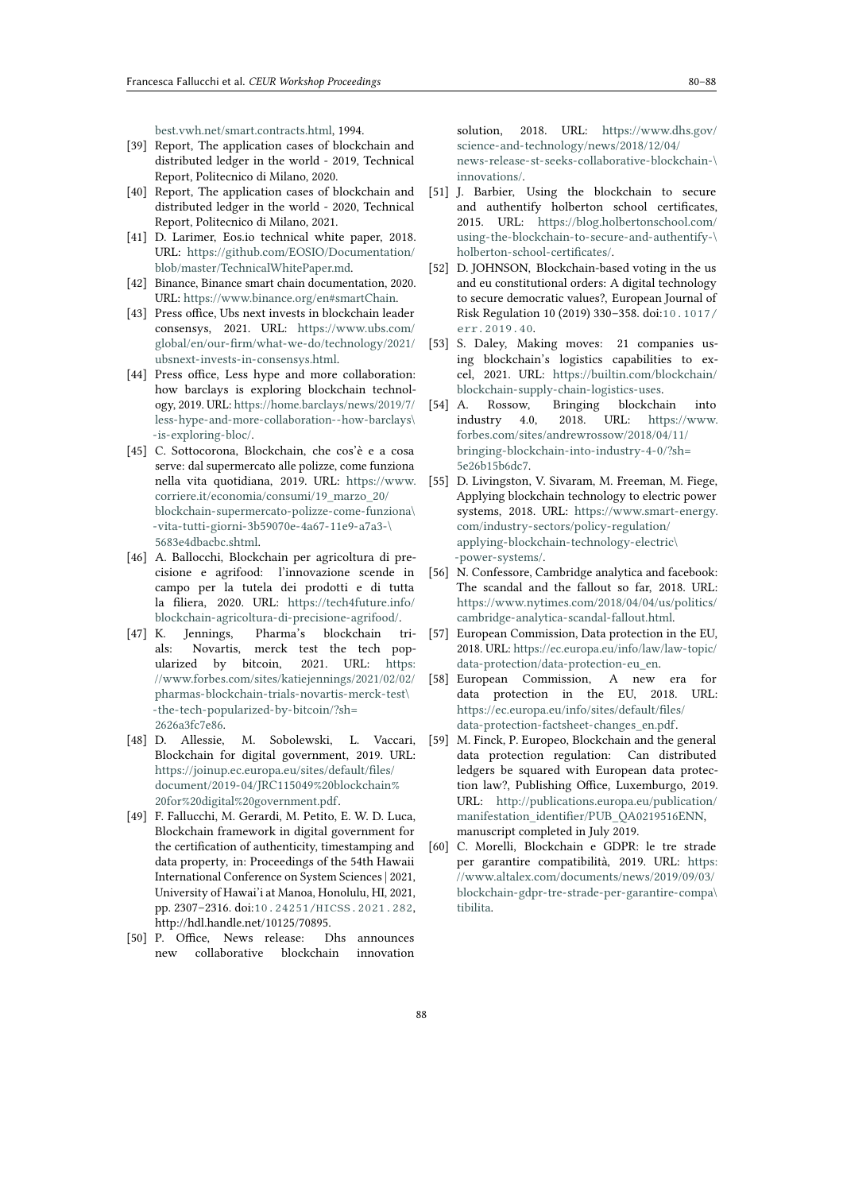best.vwh.net/smart.contracts.html, 1994.

[39] Report, The application cases of blockchain and distributed ledger in the world - 2019, Technical Report, Politecnico di Milano, 2020.

[40] Report, The application cases of blockchain and distributed ledger in the world - 2020, Technical Report, Politecnico di Milano, 2021.

[41] D. Larimer, Eos.io technical white paper, 2018. URL: https://github.com/EOSIO/Documentation/blob/master/TechnicalWhitePaper.md.

[42] Binance, Binance smart chain documentation, 2020. URL: https://www.binance.org/en#smartChain.

[43] Press office, Ubs next invests in blockchain leader consensys, 2021. URL: https://www.ubs.com/global/en/our-firm/what-we-do/technology/2021/ubsnext-invests-in-consensys.html.

[44] Press office, Less hype and more collaboration: how barclays is exploring blockchain technology, 2019. URL: https://home.barclays/news/2019/7/less-hype-and-more-collaboration--how-barclays\-is-exploring-bloc/.

[45] C. Sottocorona, Blockchain, che cos'è e a cosa serve: dal supermercato alle polizze, come funziona nella vita quotidiana, 2019. URL: https://www.corriere.it/economia/consumi/19_marzo_20/blockchain-supermercato-polizze-come-funziona\-vita-tutti-giorni-3b59070e-4a67-11e9-a7a3-\5683e4dbacbc.shtml.

[46] A. Ballocchi, Blockchain per agricoltura di precisione e agrifood: l'innovazione scende in campo per la tutela dei prodotti e di tutta la filiera, 2020. URL: https://tech4future.info/blockchain-agricoltura-di-precisione-agrifood/.

[47] K. Jennings, Pharma's blockchain trials: Novartis, merck test the tech popularized by bitcoin, 2021. URL: https://www.forbes.com/sites/katiejennings/2021/02/02/pharmas-blockchain-trials-novartis-merck-test\-the-tech-popularized-by-bitcoin/?sh=2626a3fc7e86.

[48] D. Allessie, M. Sobolewski, L. Vaccari, Blockchain for digital government, 2019. URL: https://joinup.ec.europa.eu/sites/default/files/document/2019-04/JRC115049%20blockchain%20for%20digital%20government.pdf.

[49] F. Fallucchi, M. Gerardi, M. Petito, E. W. D. Luca, Blockchain framework in digital government for the certification of authenticity, timestamping and data property, in: Proceedings of the 54th Hawaii International Conference on System Sciences | 2021, University of Hawai'i at Manoa, Honolulu, HI, 2021, pp. 2307–2316. doi:10.24251/HICSS.2021.282, http://hdl.handle.net/10125/70895.

[50] P. Office, News release: Dhs announces new collaborative blockchain innovation solution, 2018. URL: https://www.dhs.gov/science-and-technology/news/2018/12/04/news-release-st-seeks-collaborative-blockchain-\innovations/.

[51] J. Barbier, Using the blockchain to secure and authentify holberton school certificates, 2015. URL: https://blog.holbertonschool.com/using-the-blockchain-to-secure-and-authentify-\holberton-school-certificates/.

[52] D. JOHNSON, Blockchain-based voting in the us and eu constitutional orders: A digital technology to secure democratic values?, European Journal of Risk Regulation 10 (2019) 330–358. doi:10.1017/err.2019.40.

[53] S. Daley, Making moves: 21 companies using blockchain's logistics capabilities to excel, 2021. URL: https://builtin.com/blockchain/blockchain-supply-chain-logistics-uses.

[54] A. Rossow, Bringing blockchain into industry 4.0, 2018. URL: https://www.forbes.com/sites/andrewrossow/2018/04/11/bringing-blockchain-into-industry-4-0/?sh=5e26b15b6dc7.

[55] D. Livingston, V. Sivaram, M. Freeman, M. Fiege, Applying blockchain technology to electric power systems, 2018. URL: https://www.smart-energy.com/industry-sectors/policy-regulation/applying-blockchain-technology-electric\-power-systems/.

[56] N. Confessore, Cambridge analytica and facebook: The scandal and the fallout so far, 2018. URL: https://www.nytimes.com/2018/04/04/us/politics/cambridge-analytica-scandal-fallout.html.

[57] European Commission, Data protection in the EU, 2018. URL: https://ec.europa.eu/info/law/law-topic/data-protection/data-protection-eu_en.

[58] European Commission, A new era for data protection in the EU, 2018. URL: https://ec.europa.eu/info/sites/default/files/data-protection-factsheet-changes_en.pdf.

[59] M. Finck, P. Europeo, Blockchain and the general data protection regulation: Can distributed ledgers be squared with European data protection law?, Publishing Office, Luxemburgo, 2019. URL: http://publications.europa.eu/publication/manifestation_identifier/PUB_QA0219516ENN, manuscript completed in July 2019.

[60] C. Morelli, Blockchain e GDPR: le tre strade per garantire compatibilità, 2019. URL: https://www.altalex.com/documents/news/2019/09/03/blockchain-gdpr-tre-strade-per-garantire-compa\tibilita.